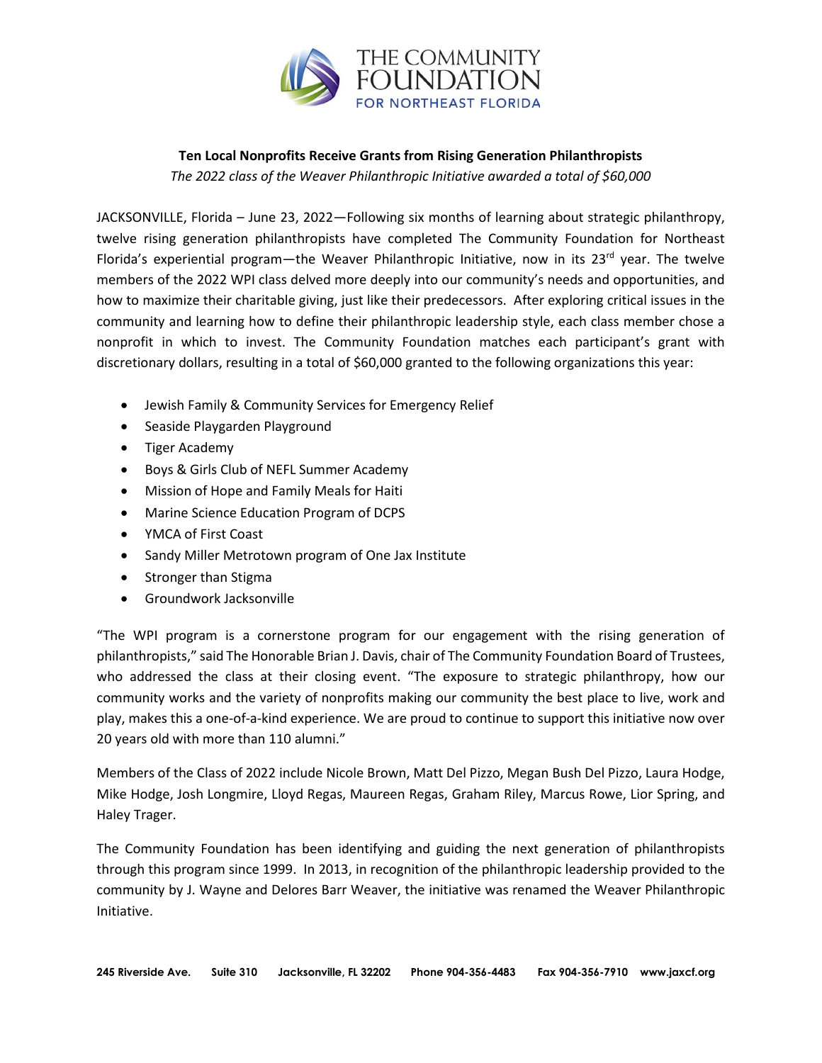THE COMMUNITY FOUNDATION FOR NORTHEAST FLORIDA

**Ten Local Nonprofits Receive Grants from Rising Generation Philanthropists**

*The 2022 class of the Weaver Philanthropic Initiative awarded a total of $60,000*

JACKSONVILLE, Florida – June 23, 2022—Following six months of learning about strategic philanthropy, twelve rising generation philanthropists have completed The Community Foundation for Northeast Florida's experiential program—the Weaver Philanthropic Initiative, now in its 23rd year. The twelve members of the 2022 WPI class delved more deeply into our community's needs and opportunities, and how to maximize their charitable giving, just like their predecessors. After exploring critical issues in the community and learning how to define their philanthropic leadership style, each class member chose a nonprofit in which to invest. The Community Foundation matches each participant's grant with discretionary dollars, resulting in a total of $60,000 granted to the following organizations this year:

- Jewish Family & Community Services for Emergency Relief
- Seaside Playgarden Playground
- Tiger Academy
- Boys & Girls Club of NEFL Summer Academy
- Mission of Hope and Family Meals for Haiti
- Marine Science Education Program of DCPS
- YMCA of First Coast
- Sandy Miller Metrotown program of One Jax Institute
- Stronger than Stigma
- Groundwork Jacksonville

"The WPI program is a cornerstone program for our engagement with the rising generation of philanthropists," said The Honorable Brian J. Davis, chair of The Community Foundation Board of Trustees, who addressed the class at their closing event. "The exposure to strategic philanthropy, how our community works and the variety of nonprofits making our community the best place to live, work and play, makes this a one-of-a-kind experience. We are proud to continue to support this initiative now over 20 years old with more than 110 alumni."

Members of the Class of 2022 include Nicole Brown, Matt Del Pizzo, Megan Bush Del Pizzo, Laura Hodge, Mike Hodge, Josh Longmire, Lloyd Regas, Maureen Regas, Graham Riley, Marcus Rowe, Lior Spring, and Haley Trager.

The Community Foundation has been identifying and guiding the next generation of philanthropists through this program since 1999. In 2013, in recognition of the philanthropic leadership provided to the community by J. Wayne and Delores Barr Weaver, the initiative was renamed the Weaver Philanthropic Initiative.

**245 Riverside Ave. Suite 310 Jacksonville, FL 32202 Phone 904-356-4483 Fax 904-356-7910 www.jaxcf.org**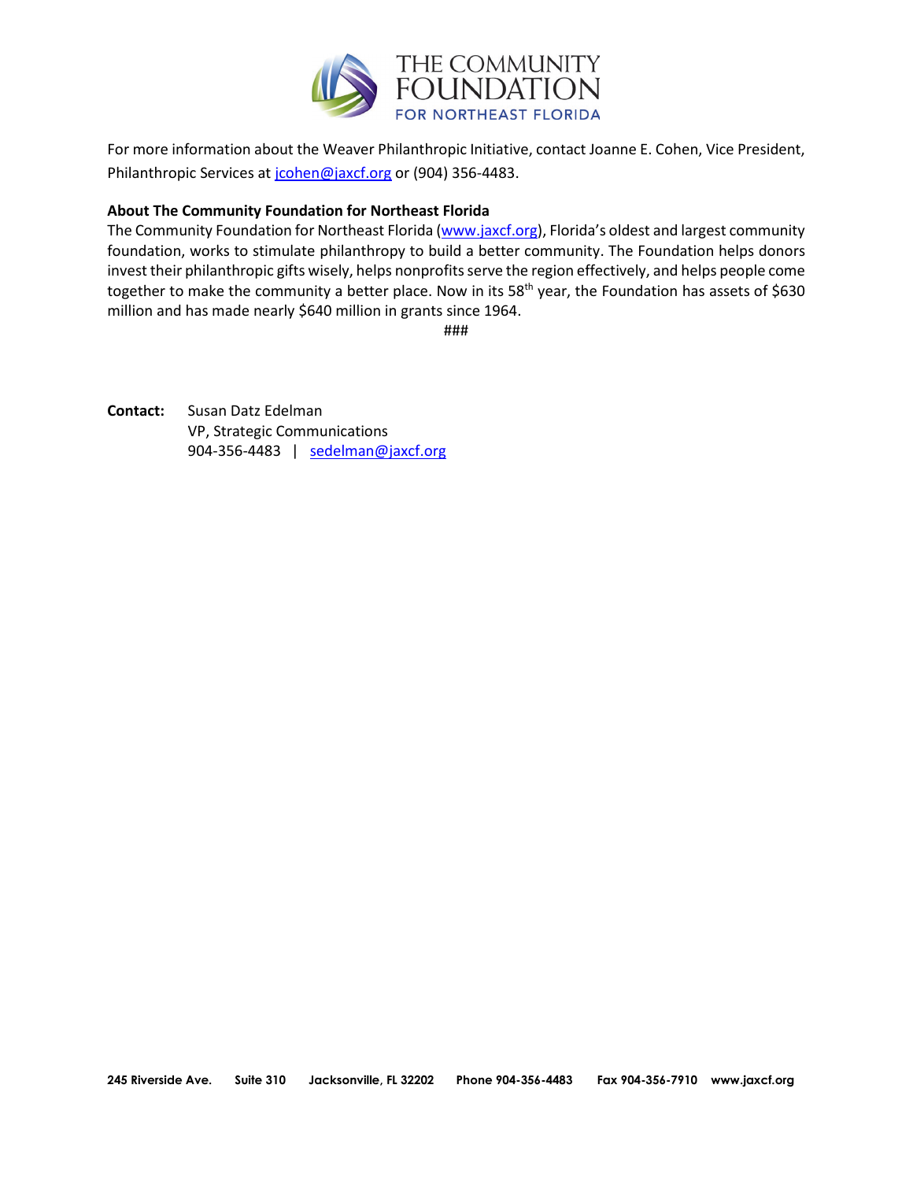For more information about the Weaver Philanthropic Initiative, contact Joanne E. Cohen, Vice President, Philanthropic Services at jcohen@jaxcf.org or (904) 356-4483.

**About The Community Foundation for Northeast Florida**

The Community Foundation for Northeast Florida (www.jaxcf.org), Florida's oldest and largest community foundation, works to stimulate philanthropy to build a better community. The Foundation helps donors invest their philanthropic gifts wisely, helps nonprofits serve the region effectively, and helps people come together to make the community a better place. Now in its 58th year, the Foundation has assets of $630 million and has made nearly $640 million in grants since 1964.

###

**Contact:** Susan Datz Edelman
VP, Strategic Communications
904-356-4483 | sedelman@jaxcf.org

245 Riverside Ave. Suite 310 Jacksonville, FL 32202 Phone 904-356-4483 Fax 904-356-7910 www.jaxcf.org